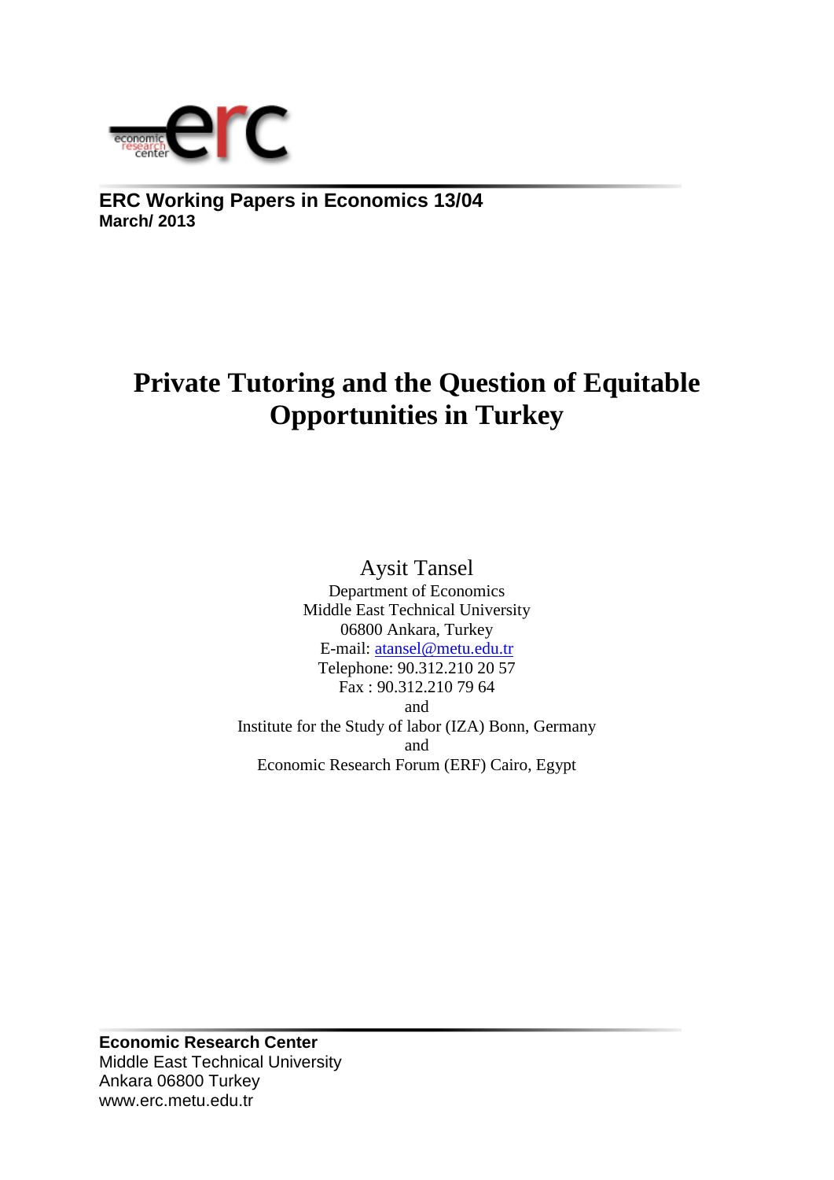**ERC Working Papers in Economics 13/04**
**March/ 2013**

# Private Tutoring and the Question of Equitable Opportunities in Turkey

Aysit Tansel
Department of Economics
Middle East Technical University
06800 Ankara, Turkey
E-mail: atansel@metu.edu.tr
Telephone: 90.312.210 20 57
Fax : 90.312.210 79 64
and
Institute for the Study of labor (IZA) Bonn, Germany
and
Economic Research Forum (ERF) Cairo, Egypt

**Economic Research Center**
Middle East Technical University
Ankara 06800 Turkey
www.erc.metu.edu.tr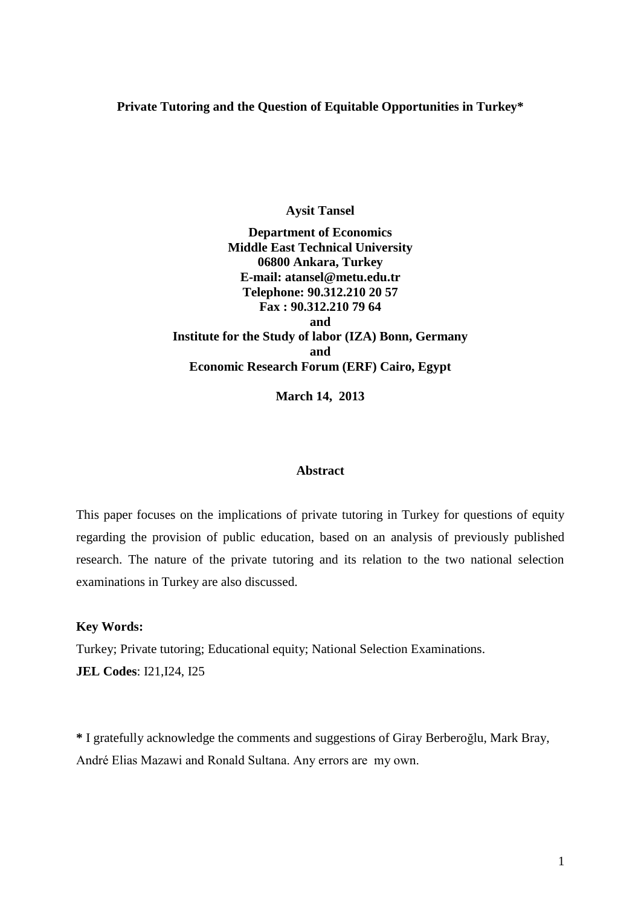**Private Tutoring and the Question of Equitable Opportunities in Turkey***

**Aysit Tansel**

**Department of Economics**
**Middle East Technical University**
**06800 Ankara, Turkey**
**E-mail: atansel@metu.edu.tr**
**Telephone: 90.312.210 20 57**
**Fax : 90.312.210 79 64**
**and**
**Institute for the Study of labor (IZA) Bonn, Germany**
**and**
**Economic Research Forum (ERF) Cairo, Egypt**

**March 14, 2013**

**Abstract**

This paper focuses on the implications of private tutoring in Turkey for questions of equity regarding the provision of public education, based on an analysis of previously published research. The nature of the private tutoring and its relation to the two national selection examinations in Turkey are also discussed.

**Key Words:**

Turkey; Private tutoring; Educational equity; National Selection Examinations.

**JEL Codes**: I21,I24, I25

**\*** I gratefully acknowledge the comments and suggestions of Giray Berberoğlu, Mark Bray, André Elias Mazawi and Ronald Sultana. Any errors are my own.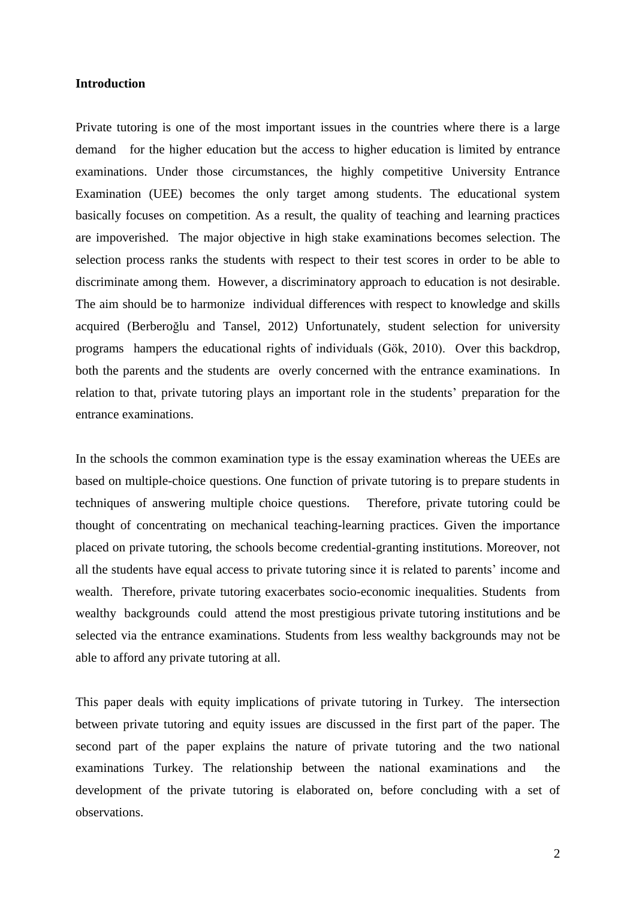**Introduction**

Private tutoring is one of the most important issues in the countries where there is a large demand for the higher education but the access to higher education is limited by entrance examinations. Under those circumstances, the highly competitive University Entrance Examination (UEE) becomes the only target among students. The educational system basically focuses on competition. As a result, the quality of teaching and learning practices are impoverished. The major objective in high stake examinations becomes selection. The selection process ranks the students with respect to their test scores in order to be able to discriminate among them. However, a discriminatory approach to education is not desirable. The aim should be to harmonize individual differences with respect to knowledge and skills acquired (Berberoğlu and Tansel, 2012) Unfortunately, student selection for university programs hampers the educational rights of individuals (Gök, 2010). Over this backdrop, both the parents and the students are overly concerned with the entrance examinations. In relation to that, private tutoring plays an important role in the students' preparation for the entrance examinations.

In the schools the common examination type is the essay examination whereas the UEEs are based on multiple-choice questions. One function of private tutoring is to prepare students in techniques of answering multiple choice questions. Therefore, private tutoring could be thought of concentrating on mechanical teaching-learning practices. Given the importance placed on private tutoring, the schools become credential-granting institutions. Moreover, not all the students have equal access to private tutoring since it is related to parents' income and wealth. Therefore, private tutoring exacerbates socio-economic inequalities. Students from wealthy backgrounds could attend the most prestigious private tutoring institutions and be selected via the entrance examinations. Students from less wealthy backgrounds may not be able to afford any private tutoring at all.

This paper deals with equity implications of private tutoring in Turkey. The intersection between private tutoring and equity issues are discussed in the first part of the paper. The second part of the paper explains the nature of private tutoring and the two national examinations Turkey. The relationship between the national examinations and the development of the private tutoring is elaborated on, before concluding with a set of observations.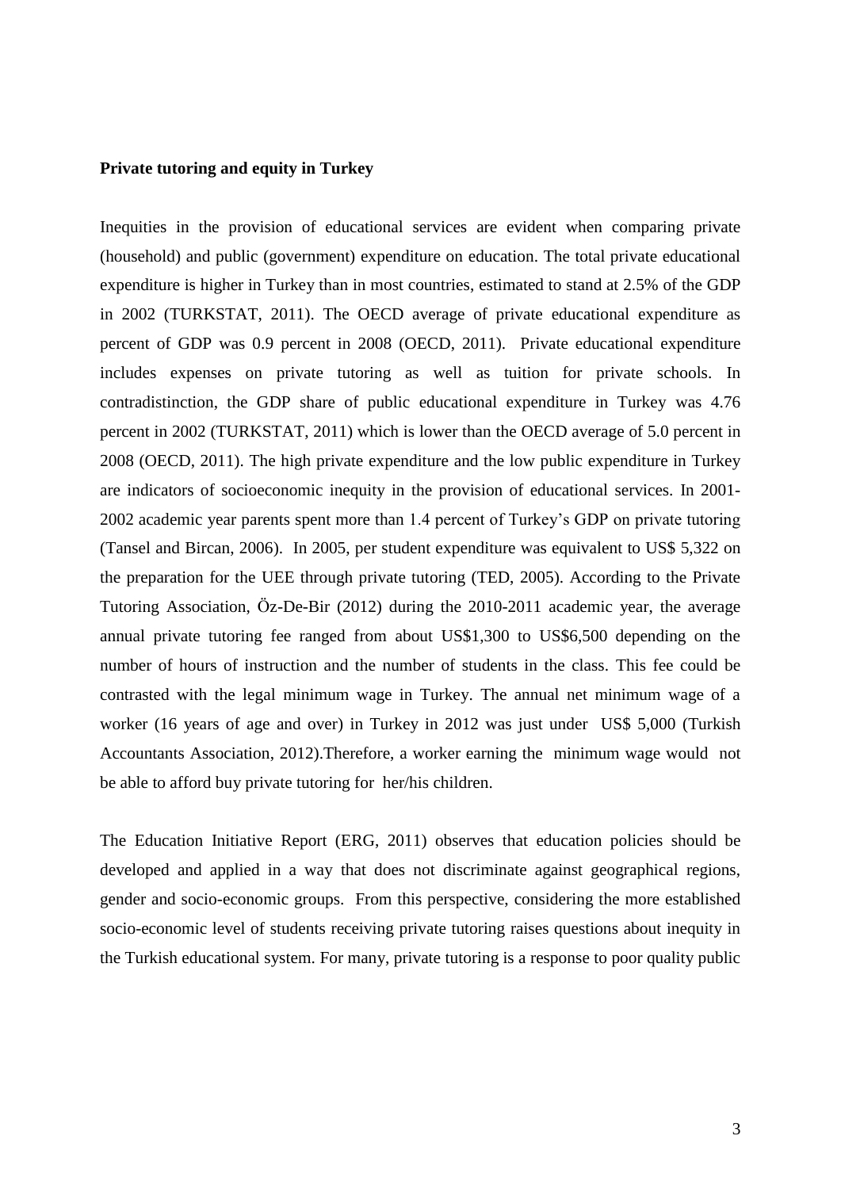**Private tutoring and equity in Turkey**

Inequities in the provision of educational services are evident when comparing private (household) and public (government) expenditure on education. The total private educational expenditure is higher in Turkey than in most countries, estimated to stand at 2.5% of the GDP in 2002 (TURKSTAT, 2011). The OECD average of private educational expenditure as percent of GDP was 0.9 percent in 2008 (OECD, 2011). Private educational expenditure includes expenses on private tutoring as well as tuition for private schools. In contradistinction, the GDP share of public educational expenditure in Turkey was 4.76 percent in 2002 (TURKSTAT, 2011) which is lower than the OECD average of 5.0 percent in 2008 (OECD, 2011). The high private expenditure and the low public expenditure in Turkey are indicators of socioeconomic inequity in the provision of educational services. In 2001-2002 academic year parents spent more than 1.4 percent of Turkey's GDP on private tutoring (Tansel and Bircan, 2006). In 2005, per student expenditure was equivalent to US$ 5,322 on the preparation for the UEE through private tutoring (TED, 2005). According to the Private Tutoring Association, Öz-De-Bir (2012) during the 2010-2011 academic year, the average annual private tutoring fee ranged from about US$1,300 to US$6,500 depending on the number of hours of instruction and the number of students in the class. This fee could be contrasted with the legal minimum wage in Turkey. The annual net minimum wage of a worker (16 years of age and over) in Turkey in 2012 was just under US$ 5,000 (Turkish Accountants Association, 2012).Therefore, a worker earning the minimum wage would not be able to afford buy private tutoring for her/his children.

The Education Initiative Report (ERG, 2011) observes that education policies should be developed and applied in a way that does not discriminate against geographical regions, gender and socio-economic groups. From this perspective, considering the more established socio-economic level of students receiving private tutoring raises questions about inequity in the Turkish educational system. For many, private tutoring is a response to poor quality public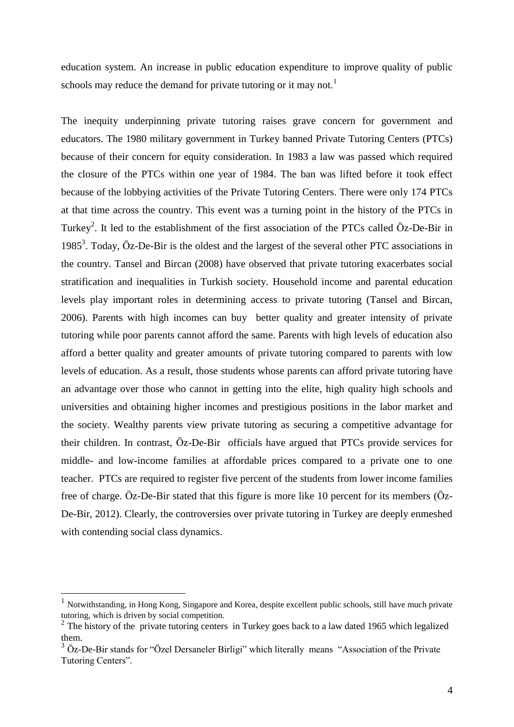education system. An increase in public education expenditure to improve quality of public schools may reduce the demand for private tutoring or it may not.[1]

The inequity underpinning private tutoring raises grave concern for government and educators. The 1980 military government in Turkey banned Private Tutoring Centers (PTCs) because of their concern for equity consideration. In 1983 a law was passed which required the closure of the PTCs within one year of 1984. The ban was lifted before it took effect because of the lobbying activities of the Private Tutoring Centers. There were only 174 PTCs at that time across the country. This event was a turning point in the history of the PTCs in Turkey[2]. It led to the establishment of the first association of the PTCs called Öz-De-Bir in 1985[3]. Today, Öz-De-Bir is the oldest and the largest of the several other PTC associations in the country. Tansel and Bircan (2008) have observed that private tutoring exacerbates social stratification and inequalities in Turkish society. Household income and parental education levels play important roles in determining access to private tutoring (Tansel and Bircan, 2006). Parents with high incomes can buy better quality and greater intensity of private tutoring while poor parents cannot afford the same. Parents with high levels of education also afford a better quality and greater amounts of private tutoring compared to parents with low levels of education. As a result, those students whose parents can afford private tutoring have an advantage over those who cannot in getting into the elite, high quality high schools and universities and obtaining higher incomes and prestigious positions in the labor market and the society. Wealthy parents view private tutoring as securing a competitive advantage for their children. In contrast, Öz-De-Bir officials have argued that PTCs provide services for middle- and low-income families at affordable prices compared to a private one to one teacher. PTCs are required to register five percent of the students from lower income families free of charge. Öz-De-Bir stated that this figure is more like 10 percent for its members (Öz-De-Bir, 2012). Clearly, the controversies over private tutoring in Turkey are deeply enmeshed with contending social class dynamics.

---

[1] Notwithstanding, in Hong Kong, Singapore and Korea, despite excellent public schools, still have much private tutoring, which is driven by social competition.

[2] The history of the private tutoring centers in Turkey goes back to a law dated 1965 which legalized them.

[3] Öz-De-Bir stands for "Özel Dersaneler Birligi" which literally means "Association of the Private Tutoring Centers".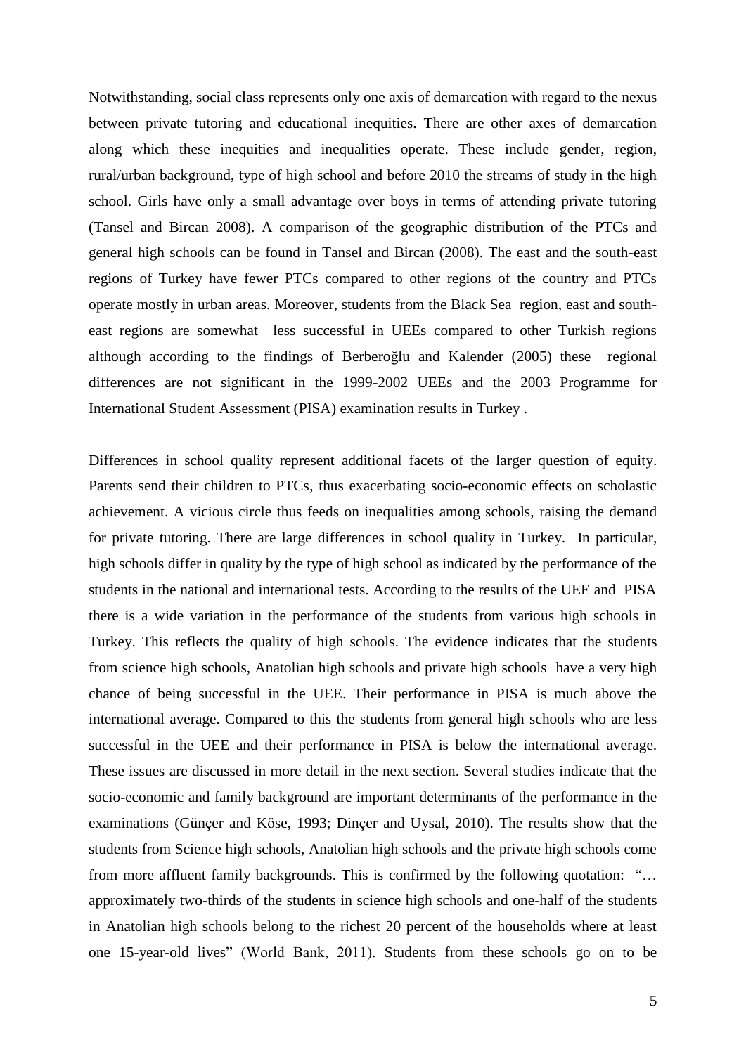Notwithstanding, social class represents only one axis of demarcation with regard to the nexus between private tutoring and educational inequities. There are other axes of demarcation along which these inequities and inequalities operate. These include gender, region, rural/urban background, type of high school and before 2010 the streams of study in the high school. Girls have only a small advantage over boys in terms of attending private tutoring (Tansel and Bircan 2008). A comparison of the geographic distribution of the PTCs and general high schools can be found in Tansel and Bircan (2008). The east and the south-east regions of Turkey have fewer PTCs compared to other regions of the country and PTCs operate mostly in urban areas. Moreover, students from the Black Sea region, east and south-east regions are somewhat less successful in UEEs compared to other Turkish regions although according to the findings of Berberoğlu and Kalender (2005) these regional differences are not significant in the 1999-2002 UEEs and the 2003 Programme for International Student Assessment (PISA) examination results in Turkey .

Differences in school quality represent additional facets of the larger question of equity. Parents send their children to PTCs, thus exacerbating socio-economic effects on scholastic achievement. A vicious circle thus feeds on inequalities among schools, raising the demand for private tutoring. There are large differences in school quality in Turkey. In particular, high schools differ in quality by the type of high school as indicated by the performance of the students in the national and international tests. According to the results of the UEE and PISA there is a wide variation in the performance of the students from various high schools in Turkey. This reflects the quality of high schools. The evidence indicates that the students from science high schools, Anatolian high schools and private high schools have a very high chance of being successful in the UEE. Their performance in PISA is much above the international average. Compared to this the students from general high schools who are less successful in the UEE and their performance in PISA is below the international average. These issues are discussed in more detail in the next section. Several studies indicate that the socio-economic and family background are important determinants of the performance in the examinations (Günçer and Köse, 1993; Dinçer and Uysal, 2010). The results show that the students from Science high schools, Anatolian high schools and the private high schools come from more affluent family backgrounds. This is confirmed by the following quotation: "… approximately two-thirds of the students in science high schools and one-half of the students in Anatolian high schools belong to the richest 20 percent of the households where at least one 15-year-old lives" (World Bank, 2011). Students from these schools go on to be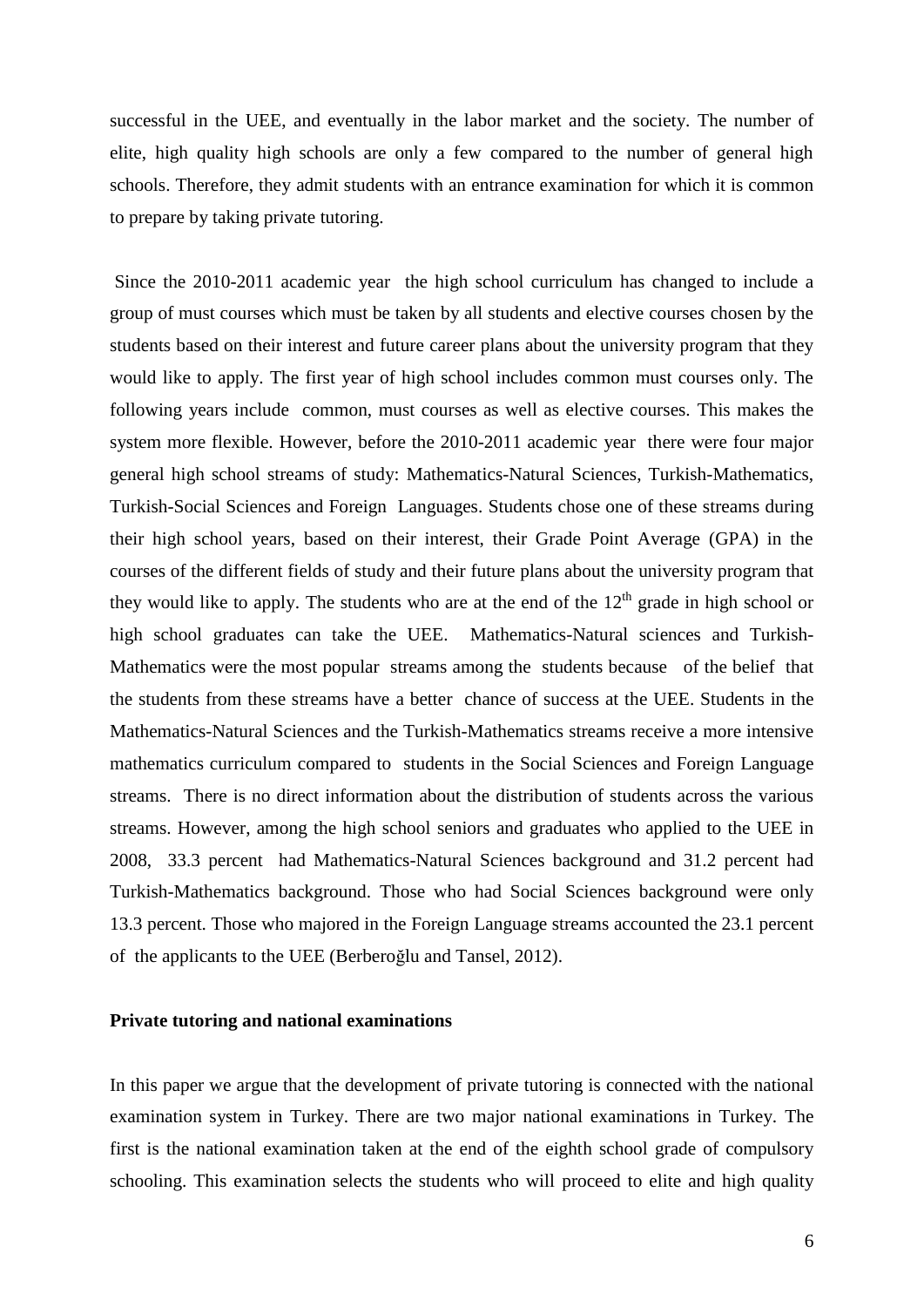successful in the UEE, and eventually in the labor market and the society. The number of elite, high quality high schools are only a few compared to the number of general high schools. Therefore, they admit students with an entrance examination for which it is common to prepare by taking private tutoring.

Since the 2010-2011 academic year the high school curriculum has changed to include a group of must courses which must be taken by all students and elective courses chosen by the students based on their interest and future career plans about the university program that they would like to apply. The first year of high school includes common must courses only. The following years include common, must courses as well as elective courses. This makes the system more flexible. However, before the 2010-2011 academic year there were four major general high school streams of study: Mathematics-Natural Sciences, Turkish-Mathematics, Turkish-Social Sciences and Foreign Languages. Students chose one of these streams during their high school years, based on their interest, their Grade Point Average (GPA) in the courses of the different fields of study and their future plans about the university program that they would like to apply. The students who are at the end of the 12th grade in high school or high school graduates can take the UEE. Mathematics-Natural sciences and Turkish-Mathematics were the most popular streams among the students because of the belief that the students from these streams have a better chance of success at the UEE. Students in the Mathematics-Natural Sciences and the Turkish-Mathematics streams receive a more intensive mathematics curriculum compared to students in the Social Sciences and Foreign Language streams. There is no direct information about the distribution of students across the various streams. However, among the high school seniors and graduates who applied to the UEE in 2008, 33.3 percent had Mathematics-Natural Sciences background and 31.2 percent had Turkish-Mathematics background. Those who had Social Sciences background were only 13.3 percent. Those who majored in the Foreign Language streams accounted the 23.1 percent of the applicants to the UEE (Berberoğlu and Tansel, 2012).

**Private tutoring and national examinations**

In this paper we argue that the development of private tutoring is connected with the national examination system in Turkey. There are two major national examinations in Turkey. The first is the national examination taken at the end of the eighth school grade of compulsory schooling. This examination selects the students who will proceed to elite and high quality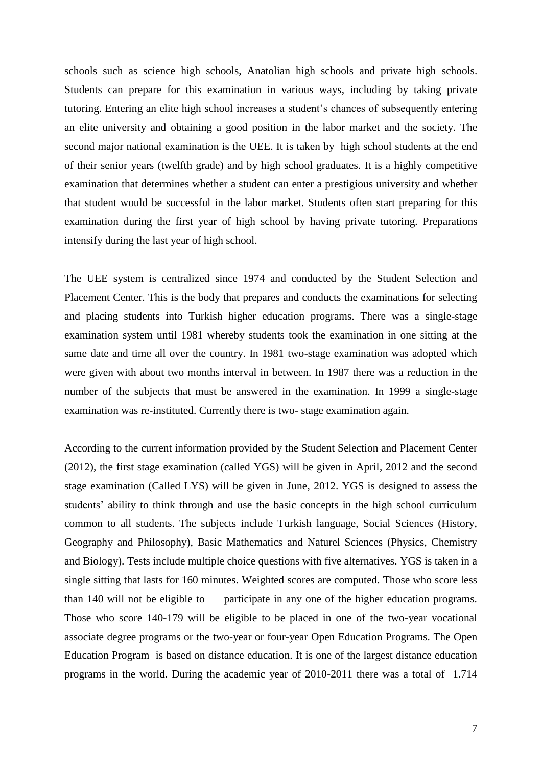schools such as science high schools, Anatolian high schools and private high schools. Students can prepare for this examination in various ways, including by taking private tutoring. Entering an elite high school increases a student's chances of subsequently entering an elite university and obtaining a good position in the labor market and the society. The second major national examination is the UEE. It is taken by high school students at the end of their senior years (twelfth grade) and by high school graduates. It is a highly competitive examination that determines whether a student can enter a prestigious university and whether that student would be successful in the labor market. Students often start preparing for this examination during the first year of high school by having private tutoring. Preparations intensify during the last year of high school.

The UEE system is centralized since 1974 and conducted by the Student Selection and Placement Center. This is the body that prepares and conducts the examinations for selecting and placing students into Turkish higher education programs. There was a single-stage examination system until 1981 whereby students took the examination in one sitting at the same date and time all over the country. In 1981 two-stage examination was adopted which were given with about two months interval in between. In 1987 there was a reduction in the number of the subjects that must be answered in the examination. In 1999 a single-stage examination was re-instituted. Currently there is two- stage examination again.

According to the current information provided by the Student Selection and Placement Center (2012), the first stage examination (called YGS) will be given in April, 2012 and the second stage examination (Called LYS) will be given in June, 2012. YGS is designed to assess the students' ability to think through and use the basic concepts in the high school curriculum common to all students. The subjects include Turkish language, Social Sciences (History, Geography and Philosophy), Basic Mathematics and Naturel Sciences (Physics, Chemistry and Biology). Tests include multiple choice questions with five alternatives. YGS is taken in a single sitting that lasts for 160 minutes. Weighted scores are computed. Those who score less than 140 will not be eligible to participate in any one of the higher education programs. Those who score 140-179 will be eligible to be placed in one of the two-year vocational associate degree programs or the two-year or four-year Open Education Programs. The Open Education Program is based on distance education. It is one of the largest distance education programs in the world. During the academic year of 2010-2011 there was a total of 1.714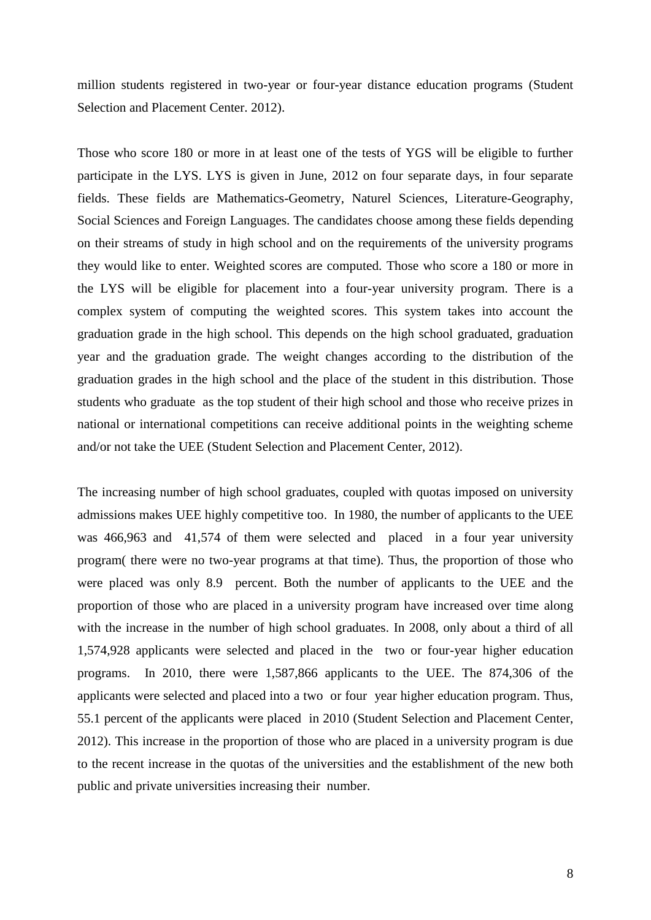million students registered in two-year or four-year distance education programs (Student Selection and Placement Center. 2012).

Those who score 180 or more in at least one of the tests of YGS will be eligible to further participate in the LYS. LYS is given in June, 2012 on four separate days, in four separate fields. These fields are Mathematics-Geometry, Naturel Sciences, Literature-Geography, Social Sciences and Foreign Languages. The candidates choose among these fields depending on their streams of study in high school and on the requirements of the university programs they would like to enter. Weighted scores are computed. Those who score a 180 or more in the LYS will be eligible for placement into a four-year university program. There is a complex system of computing the weighted scores. This system takes into account the graduation grade in the high school. This depends on the high school graduated, graduation year and the graduation grade. The weight changes according to the distribution of the graduation grades in the high school and the place of the student in this distribution. Those students who graduate as the top student of their high school and those who receive prizes in national or international competitions can receive additional points in the weighting scheme and/or not take the UEE (Student Selection and Placement Center, 2012).

The increasing number of high school graduates, coupled with quotas imposed on university admissions makes UEE highly competitive too. In 1980, the number of applicants to the UEE was 466,963 and 41,574 of them were selected and placed in a four year university program( there were no two-year programs at that time). Thus, the proportion of those who were placed was only 8.9 percent. Both the number of applicants to the UEE and the proportion of those who are placed in a university program have increased over time along with the increase in the number of high school graduates. In 2008, only about a third of all 1,574,928 applicants were selected and placed in the two or four-year higher education programs. In 2010, there were 1,587,866 applicants to the UEE. The 874,306 of the applicants were selected and placed into a two or four year higher education program. Thus, 55.1 percent of the applicants were placed in 2010 (Student Selection and Placement Center, 2012). This increase in the proportion of those who are placed in a university program is due to the recent increase in the quotas of the universities and the establishment of the new both public and private universities increasing their number.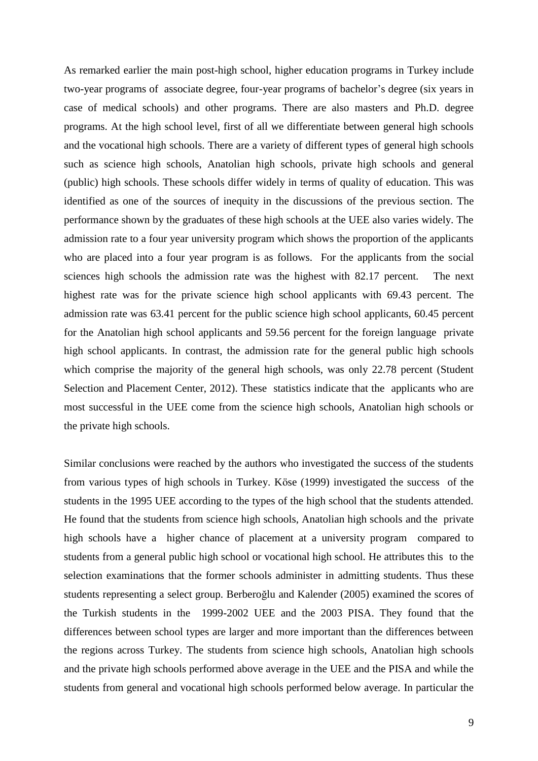As remarked earlier the main post-high school, higher education programs in Turkey include two-year programs of associate degree, four-year programs of bachelor's degree (six years in case of medical schools) and other programs. There are also masters and Ph.D. degree programs. At the high school level, first of all we differentiate between general high schools and the vocational high schools. There are a variety of different types of general high schools such as science high schools, Anatolian high schools, private high schools and general (public) high schools. These schools differ widely in terms of quality of education. This was identified as one of the sources of inequity in the discussions of the previous section. The performance shown by the graduates of these high schools at the UEE also varies widely. The admission rate to a four year university program which shows the proportion of the applicants who are placed into a four year program is as follows. For the applicants from the social sciences high schools the admission rate was the highest with 82.17 percent. The next highest rate was for the private science high school applicants with 69.43 percent. The admission rate was 63.41 percent for the public science high school applicants, 60.45 percent for the Anatolian high school applicants and 59.56 percent for the foreign language private high school applicants. In contrast, the admission rate for the general public high schools which comprise the majority of the general high schools, was only 22.78 percent (Student Selection and Placement Center, 2012). These statistics indicate that the applicants who are most successful in the UEE come from the science high schools, Anatolian high schools or the private high schools.

Similar conclusions were reached by the authors who investigated the success of the students from various types of high schools in Turkey. Köse (1999) investigated the success of the students in the 1995 UEE according to the types of the high school that the students attended. He found that the students from science high schools, Anatolian high schools and the private high schools have a higher chance of placement at a university program compared to students from a general public high school or vocational high school. He attributes this to the selection examinations that the former schools administer in admitting students. Thus these students representing a select group. Berberoğlu and Kalender (2005) examined the scores of the Turkish students in the 1999-2002 UEE and the 2003 PISA. They found that the differences between school types are larger and more important than the differences between the regions across Turkey. The students from science high schools, Anatolian high schools and the private high schools performed above average in the UEE and the PISA and while the students from general and vocational high schools performed below average. In particular the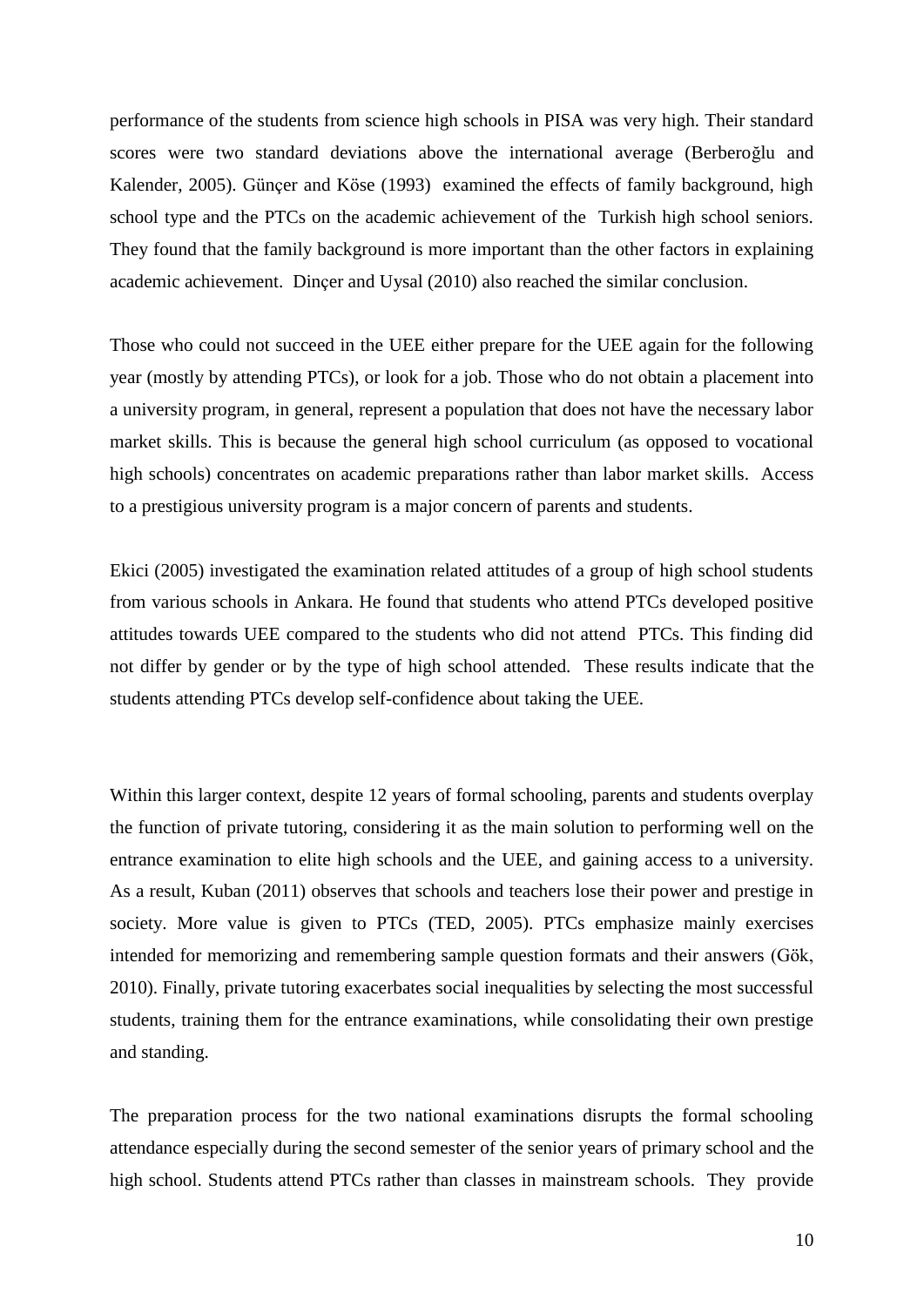performance of the students from science high schools in PISA was very high. Their standard scores were two standard deviations above the international average (Berberoğlu and Kalender, 2005). Günçer and Köse (1993) examined the effects of family background, high school type and the PTCs on the academic achievement of the Turkish high school seniors. They found that the family background is more important than the other factors in explaining academic achievement. Dinçer and Uysal (2010) also reached the similar conclusion.

Those who could not succeed in the UEE either prepare for the UEE again for the following year (mostly by attending PTCs), or look for a job. Those who do not obtain a placement into a university program, in general, represent a population that does not have the necessary labor market skills. This is because the general high school curriculum (as opposed to vocational high schools) concentrates on academic preparations rather than labor market skills. Access to a prestigious university program is a major concern of parents and students.

Ekici (2005) investigated the examination related attitudes of a group of high school students from various schools in Ankara. He found that students who attend PTCs developed positive attitudes towards UEE compared to the students who did not attend PTCs. This finding did not differ by gender or by the type of high school attended. These results indicate that the students attending PTCs develop self-confidence about taking the UEE.

Within this larger context, despite 12 years of formal schooling, parents and students overplay the function of private tutoring, considering it as the main solution to performing well on the entrance examination to elite high schools and the UEE, and gaining access to a university. As a result, Kuban (2011) observes that schools and teachers lose their power and prestige in society. More value is given to PTCs (TED, 2005). PTCs emphasize mainly exercises intended for memorizing and remembering sample question formats and their answers (Gök, 2010). Finally, private tutoring exacerbates social inequalities by selecting the most successful students, training them for the entrance examinations, while consolidating their own prestige and standing.

The preparation process for the two national examinations disrupts the formal schooling attendance especially during the second semester of the senior years of primary school and the high school. Students attend PTCs rather than classes in mainstream schools. They provide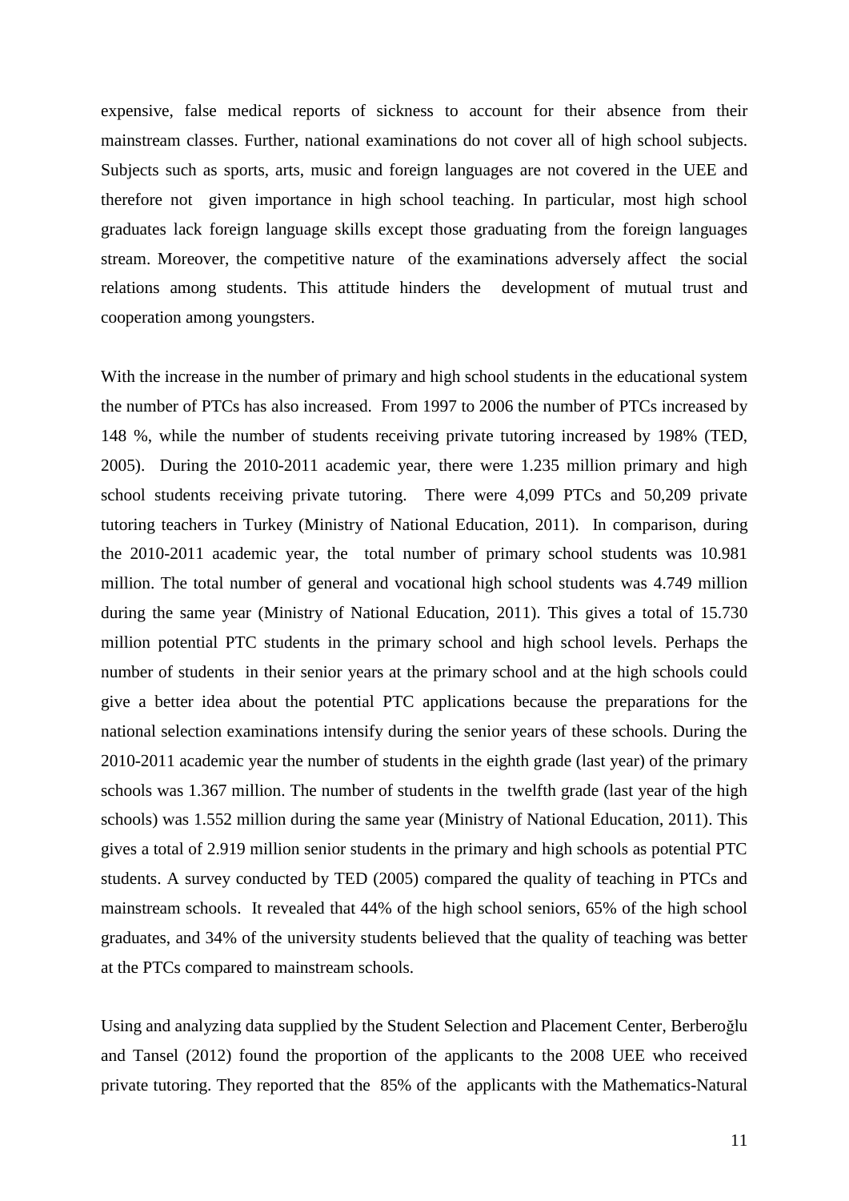expensive, false medical reports of sickness to account for their absence from their mainstream classes. Further, national examinations do not cover all of high school subjects. Subjects such as sports, arts, music and foreign languages are not covered in the UEE and therefore not given importance in high school teaching. In particular, most high school graduates lack foreign language skills except those graduating from the foreign languages stream. Moreover, the competitive nature of the examinations adversely affect the social relations among students. This attitude hinders the development of mutual trust and cooperation among youngsters.

With the increase in the number of primary and high school students in the educational system the number of PTCs has also increased. From 1997 to 2006 the number of PTCs increased by 148 %, while the number of students receiving private tutoring increased by 198% (TED, 2005). During the 2010-2011 academic year, there were 1.235 million primary and high school students receiving private tutoring. There were 4,099 PTCs and 50,209 private tutoring teachers in Turkey (Ministry of National Education, 2011). In comparison, during the 2010-2011 academic year, the total number of primary school students was 10.981 million. The total number of general and vocational high school students was 4.749 million during the same year (Ministry of National Education, 2011). This gives a total of 15.730 million potential PTC students in the primary school and high school levels. Perhaps the number of students in their senior years at the primary school and at the high schools could give a better idea about the potential PTC applications because the preparations for the national selection examinations intensify during the senior years of these schools. During the 2010-2011 academic year the number of students in the eighth grade (last year) of the primary schools was 1.367 million. The number of students in the twelfth grade (last year of the high schools) was 1.552 million during the same year (Ministry of National Education, 2011). This gives a total of 2.919 million senior students in the primary and high schools as potential PTC students. A survey conducted by TED (2005) compared the quality of teaching in PTCs and mainstream schools. It revealed that 44% of the high school seniors, 65% of the high school graduates, and 34% of the university students believed that the quality of teaching was better at the PTCs compared to mainstream schools.

Using and analyzing data supplied by the Student Selection and Placement Center, Berberoğlu and Tansel (2012) found the proportion of the applicants to the 2008 UEE who received private tutoring. They reported that the 85% of the applicants with the Mathematics-Natural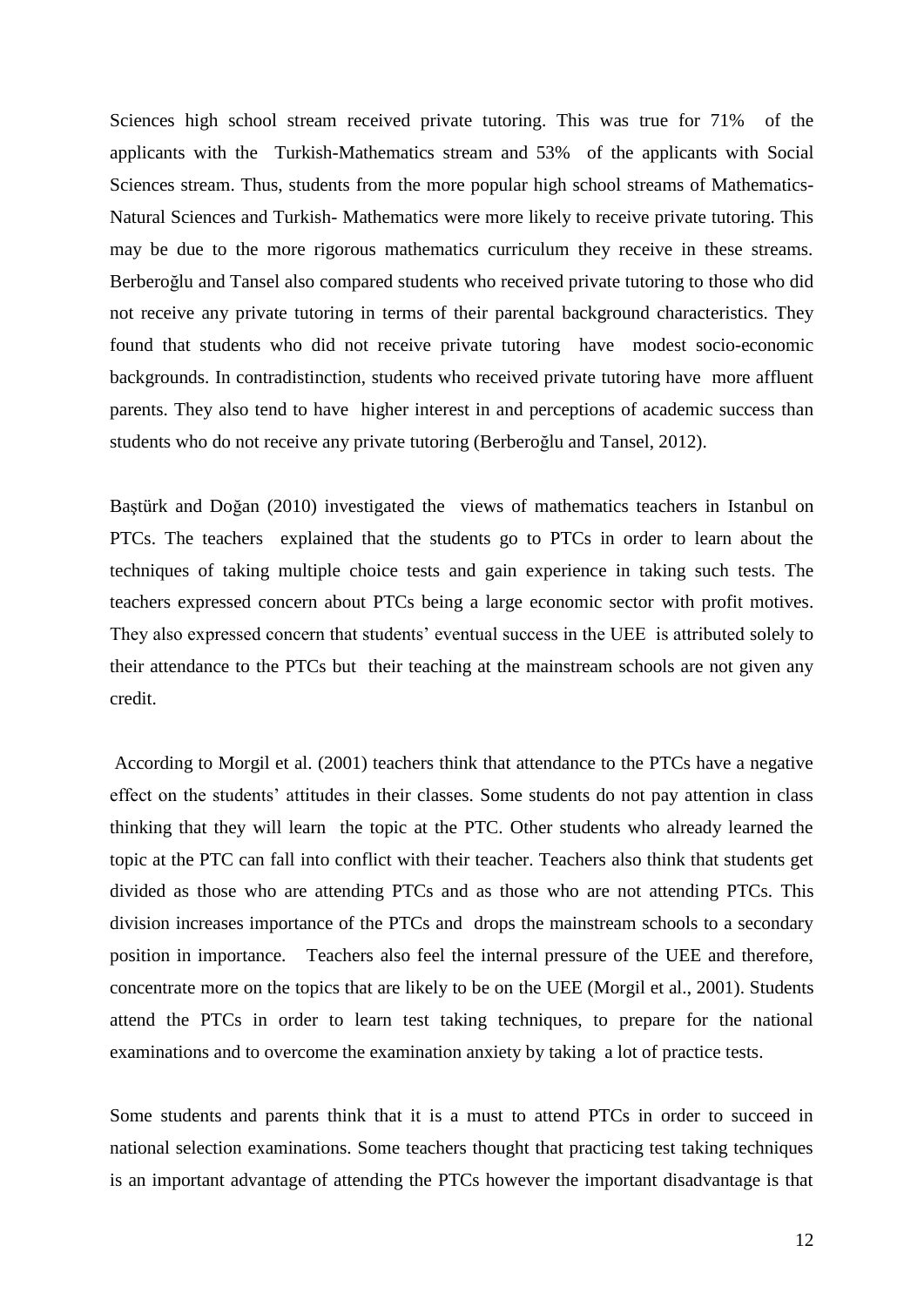Sciences high school stream received private tutoring. This was true for 71% of the applicants with the Turkish-Mathematics stream and 53% of the applicants with Social Sciences stream. Thus, students from the more popular high school streams of Mathematics-Natural Sciences and Turkish- Mathematics were more likely to receive private tutoring. This may be due to the more rigorous mathematics curriculum they receive in these streams. Berberoğlu and Tansel also compared students who received private tutoring to those who did not receive any private tutoring in terms of their parental background characteristics. They found that students who did not receive private tutoring have modest socio-economic backgrounds. In contradistinction, students who received private tutoring have more affluent parents. They also tend to have higher interest in and perceptions of academic success than students who do not receive any private tutoring (Berberoğlu and Tansel, 2012).

Baştürk and Doğan (2010) investigated the views of mathematics teachers in Istanbul on PTCs. The teachers explained that the students go to PTCs in order to learn about the techniques of taking multiple choice tests and gain experience in taking such tests. The teachers expressed concern about PTCs being a large economic sector with profit motives. They also expressed concern that students' eventual success in the UEE is attributed solely to their attendance to the PTCs but their teaching at the mainstream schools are not given any credit.

According to Morgil et al. (2001) teachers think that attendance to the PTCs have a negative effect on the students' attitudes in their classes. Some students do not pay attention in class thinking that they will learn the topic at the PTC. Other students who already learned the topic at the PTC can fall into conflict with their teacher. Teachers also think that students get divided as those who are attending PTCs and as those who are not attending PTCs. This division increases importance of the PTCs and drops the mainstream schools to a secondary position in importance. Teachers also feel the internal pressure of the UEE and therefore, concentrate more on the topics that are likely to be on the UEE (Morgil et al., 2001). Students attend the PTCs in order to learn test taking techniques, to prepare for the national examinations and to overcome the examination anxiety by taking a lot of practice tests.

Some students and parents think that it is a must to attend PTCs in order to succeed in national selection examinations. Some teachers thought that practicing test taking techniques is an important advantage of attending the PTCs however the important disadvantage is that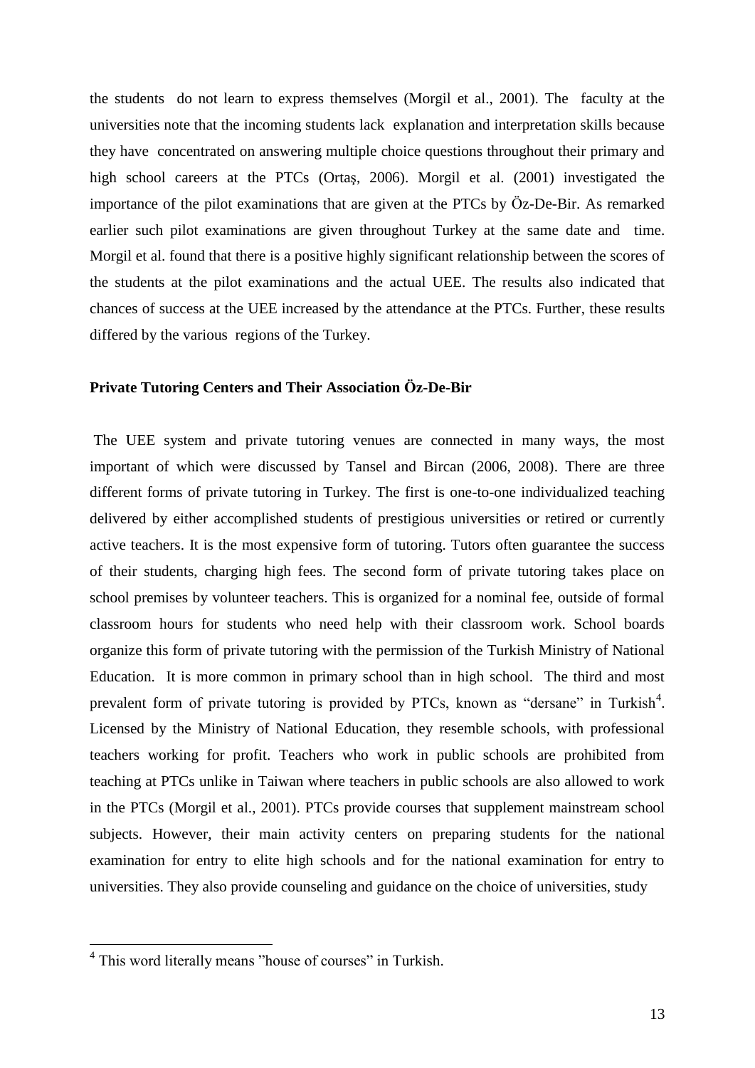the students do not learn to express themselves (Morgil et al., 2001). The faculty at the universities note that the incoming students lack explanation and interpretation skills because they have concentrated on answering multiple choice questions throughout their primary and high school careers at the PTCs (Ortaş, 2006). Morgil et al. (2001) investigated the importance of the pilot examinations that are given at the PTCs by Öz-De-Bir. As remarked earlier such pilot examinations are given throughout Turkey at the same date and time. Morgil et al. found that there is a positive highly significant relationship between the scores of the students at the pilot examinations and the actual UEE. The results also indicated that chances of success at the UEE increased by the attendance at the PTCs. Further, these results differed by the various regions of the Turkey.

**Private Tutoring Centers and Their Association Öz-De-Bir**

The UEE system and private tutoring venues are connected in many ways, the most important of which were discussed by Tansel and Bircan (2006, 2008). There are three different forms of private tutoring in Turkey. The first is one-to-one individualized teaching delivered by either accomplished students of prestigious universities or retired or currently active teachers. It is the most expensive form of tutoring. Tutors often guarantee the success of their students, charging high fees. The second form of private tutoring takes place on school premises by volunteer teachers. This is organized for a nominal fee, outside of formal classroom hours for students who need help with their classroom work. School boards organize this form of private tutoring with the permission of the Turkish Ministry of National Education. It is more common in primary school than in high school. The third and most prevalent form of private tutoring is provided by PTCs, known as "dersane" in Turkish[4]. Licensed by the Ministry of National Education, they resemble schools, with professional teachers working for profit. Teachers who work in public schools are prohibited from teaching at PTCs unlike in Taiwan where teachers in public schools are also allowed to work in the PTCs (Morgil et al., 2001). PTCs provide courses that supplement mainstream school subjects. However, their main activity centers on preparing students for the national examination for entry to elite high schools and for the national examination for entry to universities. They also provide counseling and guidance on the choice of universities, study

[4] This word literally means "house of courses" in Turkish.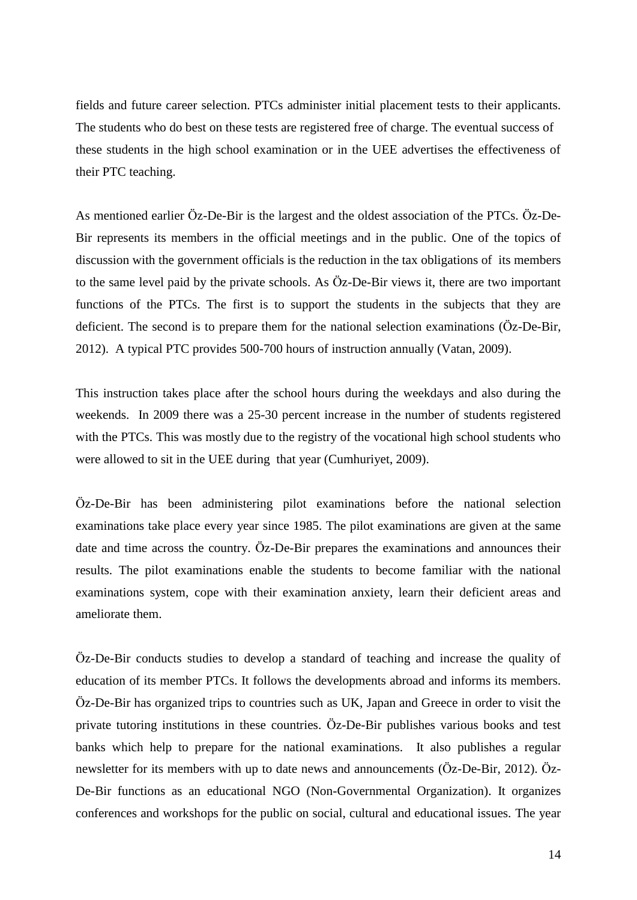fields and future career selection. PTCs administer initial placement tests to their applicants. The students who do best on these tests are registered free of charge. The eventual success of these students in the high school examination or in the UEE advertises the effectiveness of their PTC teaching.

As mentioned earlier Öz-De-Bir is the largest and the oldest association of the PTCs. Öz-De-Bir represents its members in the official meetings and in the public. One of the topics of discussion with the government officials is the reduction in the tax obligations of its members to the same level paid by the private schools. As Öz-De-Bir views it, there are two important functions of the PTCs. The first is to support the students in the subjects that they are deficient. The second is to prepare them for the national selection examinations (Öz-De-Bir, 2012). A typical PTC provides 500-700 hours of instruction annually (Vatan, 2009).

This instruction takes place after the school hours during the weekdays and also during the weekends. In 2009 there was a 25-30 percent increase in the number of students registered with the PTCs. This was mostly due to the registry of the vocational high school students who were allowed to sit in the UEE during that year (Cumhuriyet, 2009).

Öz-De-Bir has been administering pilot examinations before the national selection examinations take place every year since 1985. The pilot examinations are given at the same date and time across the country. Öz-De-Bir prepares the examinations and announces their results. The pilot examinations enable the students to become familiar with the national examinations system, cope with their examination anxiety, learn their deficient areas and ameliorate them.

Öz-De-Bir conducts studies to develop a standard of teaching and increase the quality of education of its member PTCs. It follows the developments abroad and informs its members. Öz-De-Bir has organized trips to countries such as UK, Japan and Greece in order to visit the private tutoring institutions in these countries. Öz-De-Bir publishes various books and test banks which help to prepare for the national examinations. It also publishes a regular newsletter for its members with up to date news and announcements (Öz-De-Bir, 2012). Öz-De-Bir functions as an educational NGO (Non-Governmental Organization). It organizes conferences and workshops for the public on social, cultural and educational issues. The year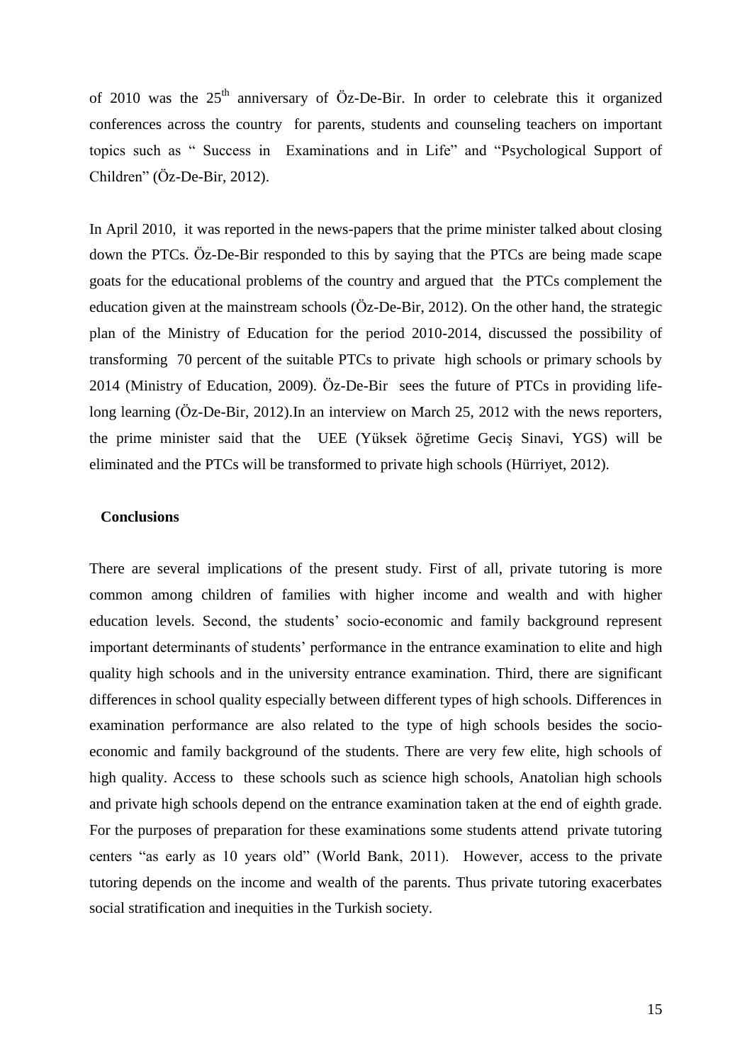of 2010 was the 25th anniversary of Öz-De-Bir. In order to celebrate this it organized conferences across the country for parents, students and counseling teachers on important topics such as " Success in Examinations and in Life" and "Psychological Support of Children" (Öz-De-Bir, 2012).

In April 2010, it was reported in the news-papers that the prime minister talked about closing down the PTCs. Öz-De-Bir responded to this by saying that the PTCs are being made scape goats for the educational problems of the country and argued that the PTCs complement the education given at the mainstream schools (Öz-De-Bir, 2012). On the other hand, the strategic plan of the Ministry of Education for the period 2010-2014, discussed the possibility of transforming 70 percent of the suitable PTCs to private high schools or primary schools by 2014 (Ministry of Education, 2009). Öz-De-Bir sees the future of PTCs in providing life-long learning (Öz-De-Bir, 2012).In an interview on March 25, 2012 with the news reporters, the prime minister said that the UEE (Yüksek öğretime Geciş Sinavi, YGS) will be eliminated and the PTCs will be transformed to private high schools (Hürriyet, 2012).

## Conclusions

There are several implications of the present study. First of all, private tutoring is more common among children of families with higher income and wealth and with higher education levels. Second, the students' socio-economic and family background represent important determinants of students' performance in the entrance examination to elite and high quality high schools and in the university entrance examination. Third, there are significant differences in school quality especially between different types of high schools. Differences in examination performance are also related to the type of high schools besides the socio-economic and family background of the students. There are very few elite, high schools of high quality. Access to these schools such as science high schools, Anatolian high schools and private high schools depend on the entrance examination taken at the end of eighth grade. For the purposes of preparation for these examinations some students attend private tutoring centers "as early as 10 years old" (World Bank, 2011). However, access to the private tutoring depends on the income and wealth of the parents. Thus private tutoring exacerbates social stratification and inequities in the Turkish society.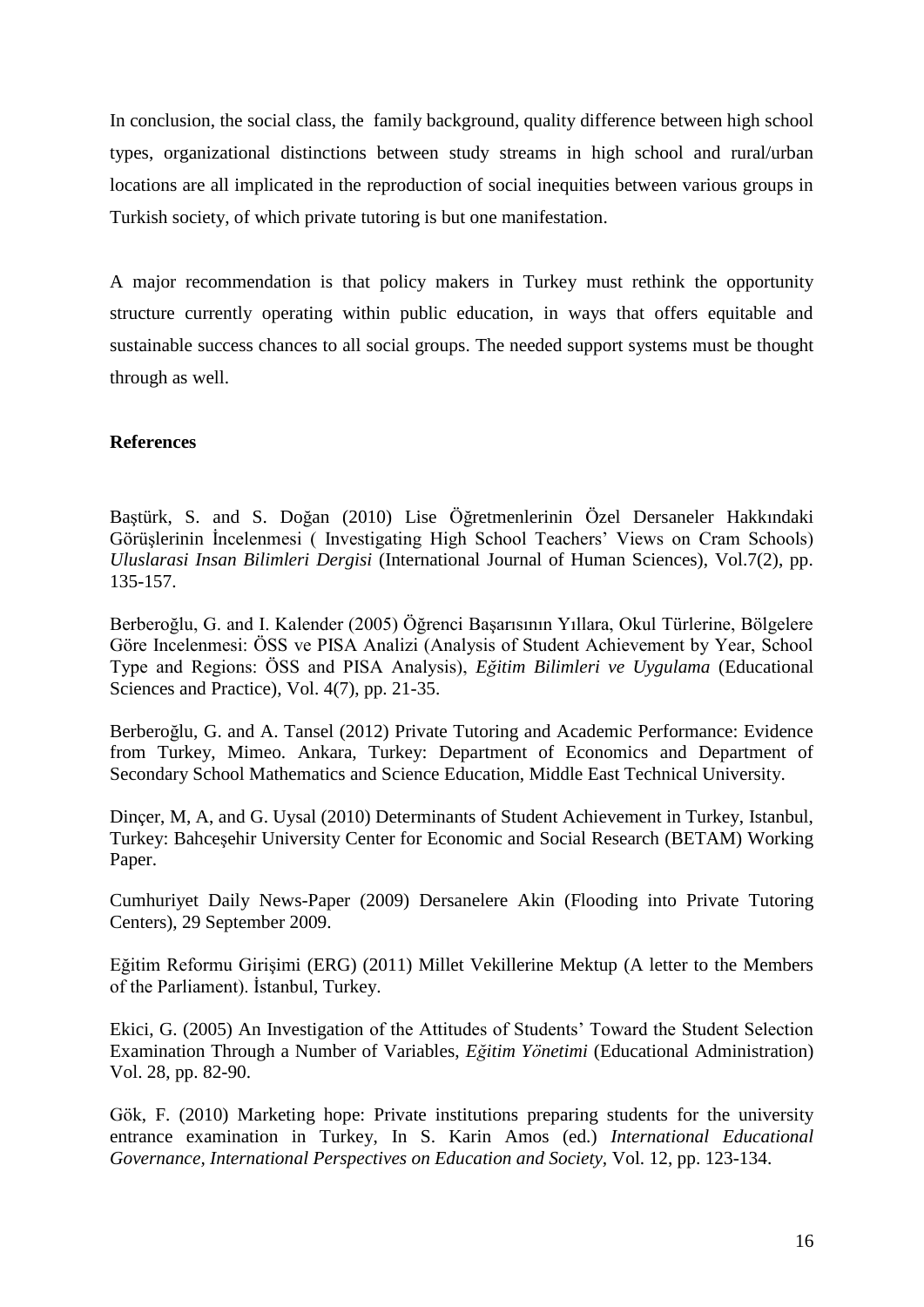In conclusion, the social class, the family background, quality difference between high school types, organizational distinctions between study streams in high school and rural/urban locations are all implicated in the reproduction of social inequities between various groups in Turkish society, of which private tutoring is but one manifestation.

A major recommendation is that policy makers in Turkey must rethink the opportunity structure currently operating within public education, in ways that offers equitable and sustainable success chances to all social groups. The needed support systems must be thought through as well.

**References**

Baştürk, S. and S. Doğan (2010) Lise Öğretmenlerinin Özel Dersaneler Hakkındaki Görüşlerinin İncelenmesi ( Investigating High School Teachers' Views on Cram Schools) *Uluslarasi Insan Bilimleri Dergisi* (International Journal of Human Sciences), Vol.7(2), pp. 135-157.

Berberoğlu, G. and I. Kalender (2005) Öğrenci Başarısının Yıllara, Okul Türlerine, Bölgelere Göre Incelenmesi: ÖSS ve PISA Analizi (Analysis of Student Achievement by Year, School Type and Regions: ÖSS and PISA Analysis), *Eğitim Bilimleri ve Uygulama* (Educational Sciences and Practice), Vol. 4(7), pp. 21-35.

Berberoğlu, G. and A. Tansel (2012) Private Tutoring and Academic Performance: Evidence from Turkey, Mimeo. Ankara, Turkey: Department of Economics and Department of Secondary School Mathematics and Science Education, Middle East Technical University.

Dinçer, M, A, and G. Uysal (2010) Determinants of Student Achievement in Turkey, Istanbul, Turkey: Bahceşehir University Center for Economic and Social Research (BETAM) Working Paper.

Cumhuriyet Daily News-Paper (2009) Dersanelere Akin (Flooding into Private Tutoring Centers), 29 September 2009.

Eğitim Reformu Girişimi (ERG) (2011) Millet Vekillerine Mektup (A letter to the Members of the Parliament). İstanbul, Turkey.

Ekici, G. (2005) An Investigation of the Attitudes of Students' Toward the Student Selection Examination Through a Number of Variables, *Eğitim Yönetimi* (Educational Administration) Vol. 28, pp. 82-90.

Gök, F. (2010) Marketing hope: Private institutions preparing students for the university entrance examination in Turkey, In S. Karin Amos (ed.) *International Educational Governance, International Perspectives on Education and Society*, Vol. 12, pp. 123-134.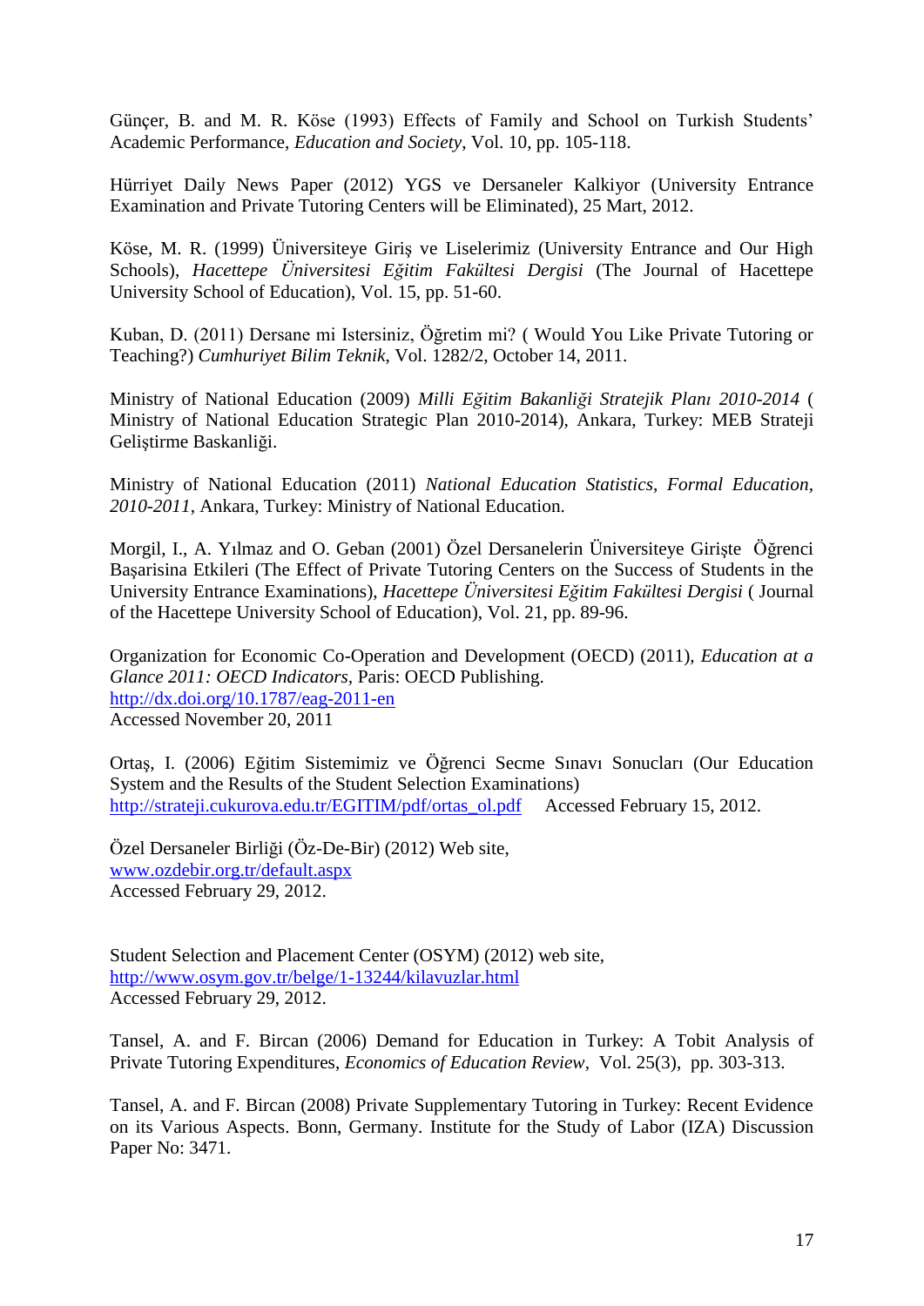Günçer, B. and M. R. Köse (1993) Effects of Family and School on Turkish Students' Academic Performance, *Education and Society*, Vol. 10, pp. 105-118.

Hürriyet Daily News Paper (2012) YGS ve Dersaneler Kalkiyor (University Entrance Examination and Private Tutoring Centers will be Eliminated), 25 Mart, 2012.

Köse, M. R. (1999) Üniversiteye Giriş ve Liselerimiz (University Entrance and Our High Schools), *Hacettepe Üniversitesi Eğitim Fakültesi Dergisi* (The Journal of Hacettepe University School of Education), Vol. 15, pp. 51-60.

Kuban, D. (2011) Dersane mi Istersiniz, Öğretim mi? ( Would You Like Private Tutoring or Teaching?) *Cumhuriyet Bilim Teknik*, Vol. 1282/2, October 14, 2011.

Ministry of National Education (2009) *Milli Eğitim Bakanliği Stratejik Planı 2010-2014* ( Ministry of National Education Strategic Plan 2010-2014), Ankara, Turkey: MEB Strateji Geliştirme Baskanliği.

Ministry of National Education (2011) *National Education Statistics, Formal Education, 2010-2011*, Ankara, Turkey: Ministry of National Education.

Morgil, I., A. Yılmaz and O. Geban (2001) Özel Dersanelerin Üniversiteye Girişte Öğrenci Başarisina Etkileri (The Effect of Private Tutoring Centers on the Success of Students in the University Entrance Examinations), *Hacettepe Üniversitesi Eğitim Fakültesi Dergisi* ( Journal of the Hacettepe University School of Education), Vol. 21, pp. 89-96.

Organization for Economic Co-Operation and Development (OECD) (2011), *Education at a Glance 2011: OECD Indicators*, Paris: OECD Publishing.
http://dx.doi.org/10.1787/eag-2011-en
Accessed November 20, 2011

Ortaş, I. (2006) Eğitim Sistemimiz ve Öğrenci Secme Sınavı Sonucları (Our Education System and the Results of the Student Selection Examinations)
http://strateji.cukurova.edu.tr/EGITIM/pdf/ortas_ol.pdf Accessed February 15, 2012.

Özel Dersaneler Birliği (Öz-De-Bir) (2012) Web site,
www.ozdebir.org.tr/default.aspx
Accessed February 29, 2012.

Student Selection and Placement Center (OSYM) (2012) web site,
http://www.osym.gov.tr/belge/1-13244/kilavuzlar.html
Accessed February 29, 2012.

Tansel, A. and F. Bircan (2006) Demand for Education in Turkey: A Tobit Analysis of Private Tutoring Expenditures, *Economics of Education Review*, Vol. 25(3), pp. 303-313.

Tansel, A. and F. Bircan (2008) Private Supplementary Tutoring in Turkey: Recent Evidence on its Various Aspects. Bonn, Germany. Institute for the Study of Labor (IZA) Discussion Paper No: 3471.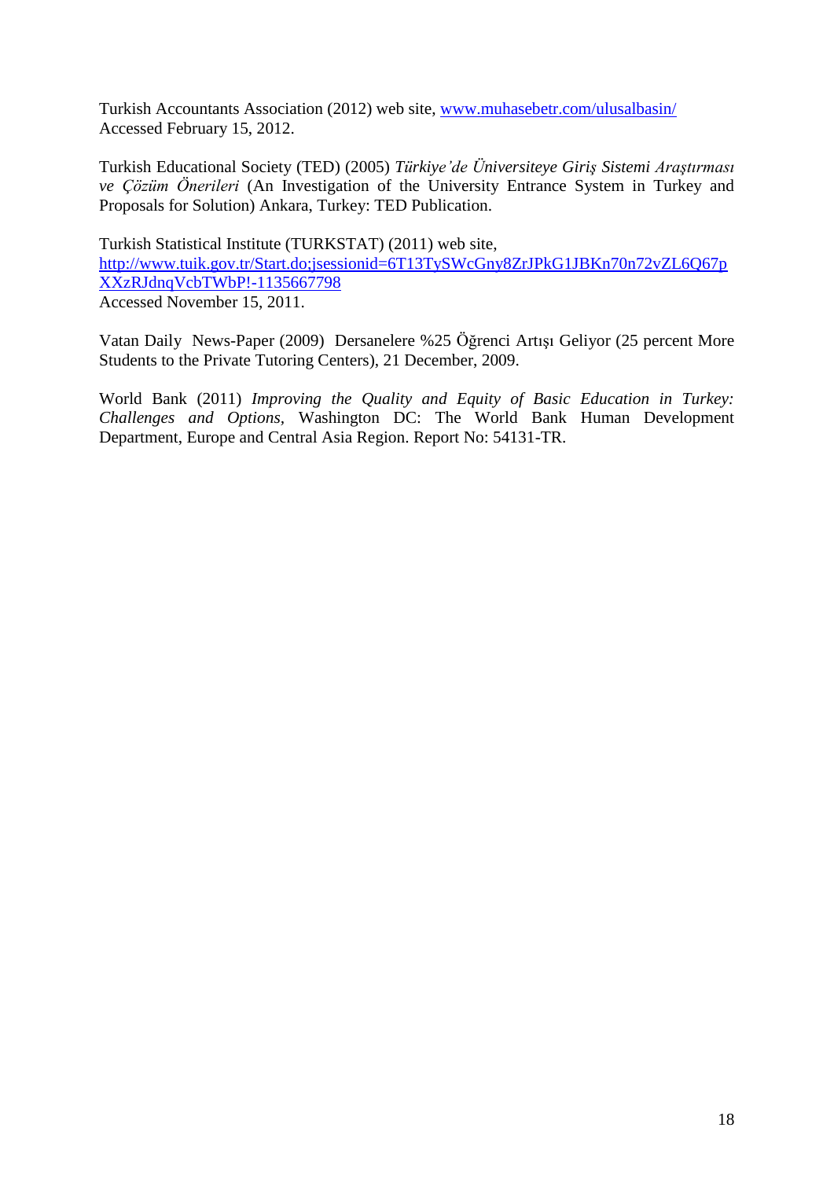Turkish Accountants Association (2012) web site, [www.muhasebetr.com/ulusalbasin/](www.muhasebetr.com/ulusalbasin/)
Accessed February 15, 2012.

Turkish Educational Society (TED) (2005) *Türkiye'de Üniversiteye Giriş Sistemi Araştırması ve Çözüm Önerileri* (An Investigation of the University Entrance System in Turkey and Proposals for Solution) Ankara, Turkey: TED Publication.

Turkish Statistical Institute (TURKSTAT) (2011) web site,
[http://www.tuik.gov.tr/Start.do;jsessionid=6T13TySWcGny8ZrJPkG1JBKn70n72vZL6Q67pXXzRJdnqVcbTWbP!-1135667798](http://www.tuik.gov.tr/Start.do;jsessionid=6T13TySWcGny8ZrJPkG1JBKn70n72vZL6Q67pXXzRJdnqVcbTWbP!-1135667798)
Accessed November 15, 2011.

Vatan Daily News-Paper (2009) Dersanelere %25 Öğrenci Artışı Geliyor (25 percent More Students to the Private Tutoring Centers), 21 December, 2009.

World Bank (2011) *Improving the Quality and Equity of Basic Education in Turkey: Challenges and Options,* Washington DC: The World Bank Human Development Department, Europe and Central Asia Region. Report No: 54131-TR.